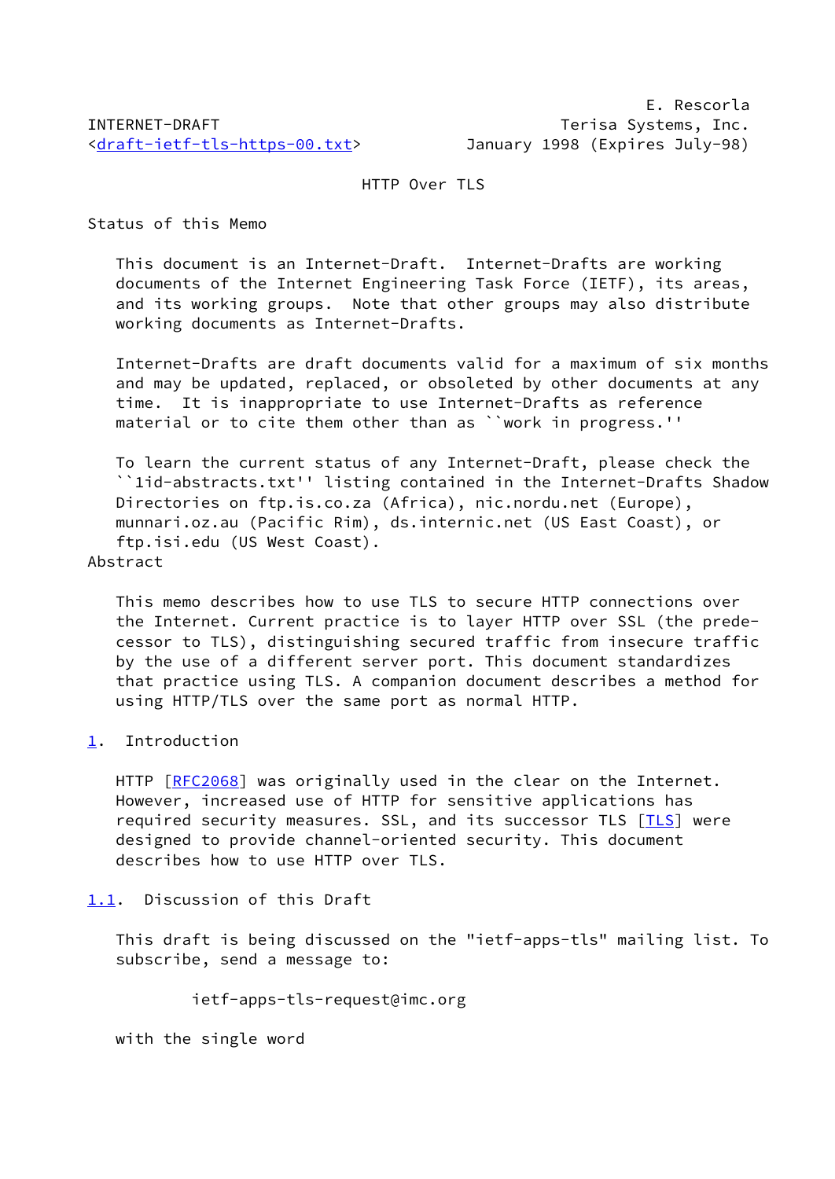E. Rescorla
INTERNET-DRAFT Terisa Systems, Inc.
<draft-ietf-tls-https-00.txt> January 1998 (Expires July-98)

# HTTP Over TLS

## Status of this Memo

This document is an Internet-Draft. Internet-Drafts are working documents of the Internet Engineering Task Force (IETF), its areas, and its working groups. Note that other groups may also distribute working documents as Internet-Drafts.

Internet-Drafts are draft documents valid for a maximum of six months and may be updated, replaced, or obsoleted by other documents at any time. It is inappropriate to use Internet-Drafts as reference material or to cite them other than as ``work in progress.''

To learn the current status of any Internet-Draft, please check the ``1id-abstracts.txt'' listing contained in the Internet-Drafts Shadow Directories on ftp.is.co.za (Africa), nic.nordu.net (Europe), munnari.oz.au (Pacific Rim), ds.internic.net (US East Coast), or ftp.isi.edu (US West Coast).

## Abstract

This memo describes how to use TLS to secure HTTP connections over the Internet. Current practice is to layer HTTP over SSL (the predecessor to TLS), distinguishing secured traffic from insecure traffic by the use of a different server port. This document standardizes that practice using TLS. A companion document describes a method for using HTTP/TLS over the same port as normal HTTP.

## 1. Introduction

HTTP [RFC2068] was originally used in the clear on the Internet. However, increased use of HTTP for sensitive applications has required security measures. SSL, and its successor TLS [TLS] were designed to provide channel-oriented security. This document describes how to use HTTP over TLS.

### 1.1. Discussion of this Draft

This draft is being discussed on the "ietf-apps-tls" mailing list. To subscribe, send a message to:

ietf-apps-tls-request@imc.org

with the single word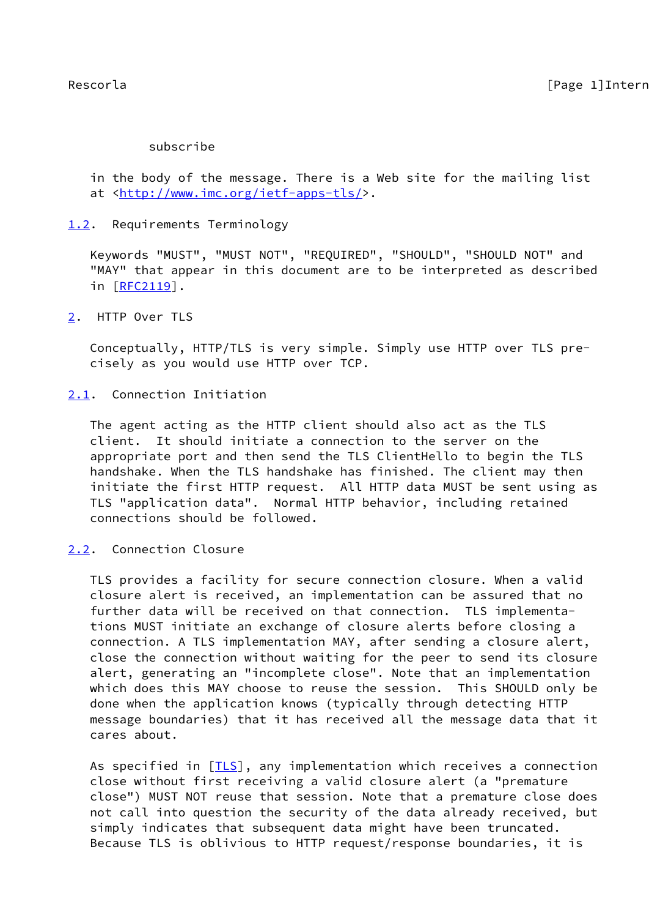subscribe

in the body of the message. There is a Web site for the mailing list at <http://www.imc.org/ietf-apps-tls/>.

## 1.2. Requirements Terminology

Keywords "MUST", "MUST NOT", "REQUIRED", "SHOULD", "SHOULD NOT" and "MAY" that appear in this document are to be interpreted as described in [RFC2119].

# 2. HTTP Over TLS

Conceptually, HTTP/TLS is very simple. Simply use HTTP over TLS precisely as you would use HTTP over TCP.

## 2.1. Connection Initiation

The agent acting as the HTTP client should also act as the TLS client. It should initiate a connection to the server on the appropriate port and then send the TLS ClientHello to begin the TLS handshake. When the TLS handshake has finished. The client may then initiate the first HTTP request. All HTTP data MUST be sent using as TLS "application data". Normal HTTP behavior, including retained connections should be followed.

## 2.2. Connection Closure

TLS provides a facility for secure connection closure. When a valid closure alert is received, an implementation can be assured that no further data will be received on that connection. TLS implementations MUST initiate an exchange of closure alerts before closing a connection. A TLS implementation MAY, after sending a closure alert, close the connection without waiting for the peer to send its closure alert, generating an "incomplete close". Note that an implementation which does this MAY choose to reuse the session. This SHOULD only be done when the application knows (typically through detecting HTTP message boundaries) that it has received all the message data that it cares about.

As specified in [TLS], any implementation which receives a connection close without first receiving a valid closure alert (a "premature close") MUST NOT reuse that session. Note that a premature close does not call into question the security of the data already received, but simply indicates that subsequent data might have been truncated. Because TLS is oblivious to HTTP request/response boundaries, it is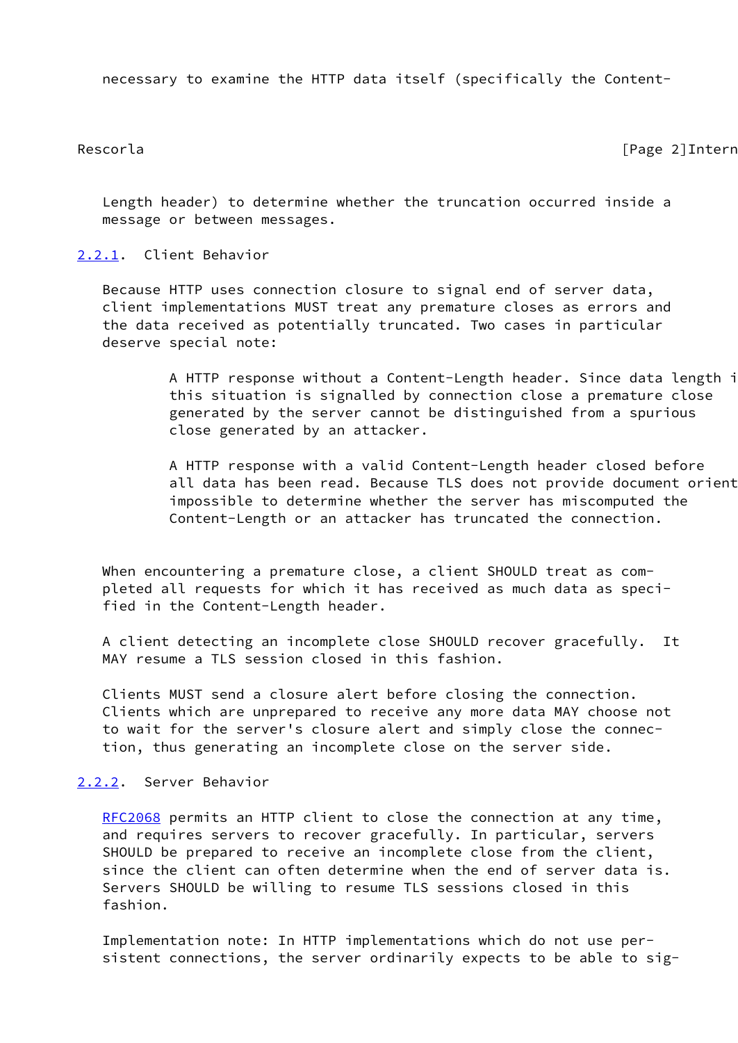necessary to examine the HTTP data itself (specifically the Content-

Length header) to determine whether the truncation occurred inside a message or between messages.

### 2.2.1. Client Behavior

Because HTTP uses connection closure to signal end of server data, client implementations MUST treat any premature closes as errors and the data received as potentially truncated. Two cases in particular deserve special note:

> A HTTP response without a Content-Length header. Since data length i this situation is signalled by connection close a premature close generated by the server cannot be distinguished from a spurious close generated by an attacker.

> A HTTP response with a valid Content-Length header closed before all data has been read. Because TLS does not provide document orient impossible to determine whether the server has miscomputed the Content-Length or an attacker has truncated the connection.

When encountering a premature close, a client SHOULD treat as completed all requests for which it has received as much data as specified in the Content-Length header.

A client detecting an incomplete close SHOULD recover gracefully. It MAY resume a TLS session closed in this fashion.

Clients MUST send a closure alert before closing the connection. Clients which are unprepared to receive any more data MAY choose not to wait for the server's closure alert and simply close the connection, thus generating an incomplete close on the server side.

### 2.2.2. Server Behavior

RFC2068 permits an HTTP client to close the connection at any time, and requires servers to recover gracefully. In particular, servers SHOULD be prepared to receive an incomplete close from the client, since the client can often determine when the end of server data is. Servers SHOULD be willing to resume TLS sessions closed in this fashion.

Implementation note: In HTTP implementations which do not use persistent connections, the server ordinarily expects to be able to sig-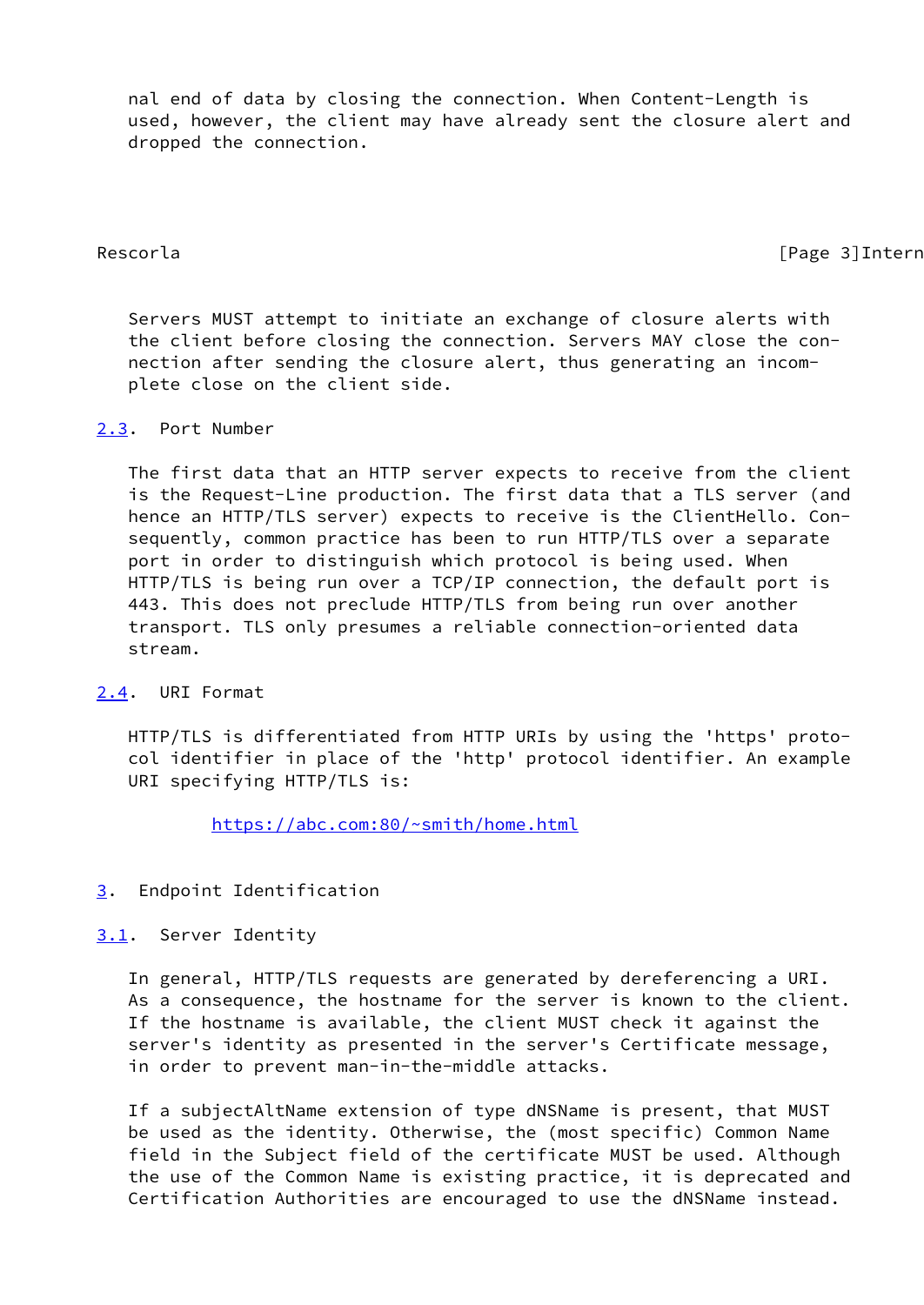nal end of data by closing the connection. When Content-Length is used, however, the client may have already sent the closure alert and dropped the connection.

Servers MUST attempt to initiate an exchange of closure alerts with the client before closing the connection. Servers MAY close the connection after sending the closure alert, thus generating an incomplete close on the client side.

### 2.3. Port Number

The first data that an HTTP server expects to receive from the client is the Request-Line production. The first data that a TLS server (and hence an HTTP/TLS server) expects to receive is the ClientHello. Consequently, common practice has been to run HTTP/TLS over a separate port in order to distinguish which protocol is being used. When HTTP/TLS is being run over a TCP/IP connection, the default port is 443. This does not preclude HTTP/TLS from being run over another transport. TLS only presumes a reliable connection-oriented data stream.

### 2.4. URI Format

HTTP/TLS is differentiated from HTTP URIs by using the 'https' protocol identifier in place of the 'http' protocol identifier. An example URI specifying HTTP/TLS is:

```
        https://abc.com:80/~smith/home.html
```

## 3. Endpoint Identification

### 3.1. Server Identity

In general, HTTP/TLS requests are generated by dereferencing a URI. As a consequence, the hostname for the server is known to the client. If the hostname is available, the client MUST check it against the server's identity as presented in the server's Certificate message, in order to prevent man-in-the-middle attacks.

If a subjectAltName extension of type dNSName is present, that MUST be used as the identity. Otherwise, the (most specific) Common Name field in the Subject field of the certificate MUST be used. Although the use of the Common Name is existing practice, it is deprecated and Certification Authorities are encouraged to use the dNSName instead.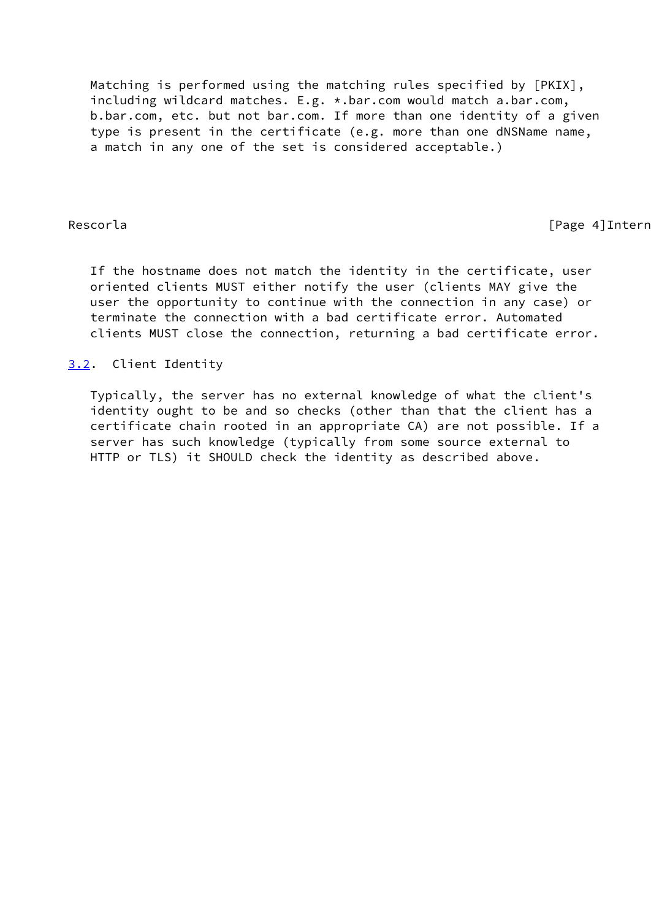Matching is performed using the matching rules specified by [PKIX], including wildcard matches. E.g. *.bar.com would match a.bar.com, b.bar.com, etc. but not bar.com. If more than one identity of a given type is present in the certificate (e.g. more than one dNSName name, a match in any one of the set is considered acceptable.)

If the hostname does not match the identity in the certificate, user oriented clients MUST either notify the user (clients MAY give the user the opportunity to continue with the connection in any case) or terminate the connection with a bad certificate error. Automated clients MUST close the connection, returning a bad certificate error.

### 3.2. Client Identity

Typically, the server has no external knowledge of what the client's identity ought to be and so checks (other than that the client has a certificate chain rooted in an appropriate CA) are not possible. If a server has such knowledge (typically from some source external to HTTP or TLS) it SHOULD check the identity as described above.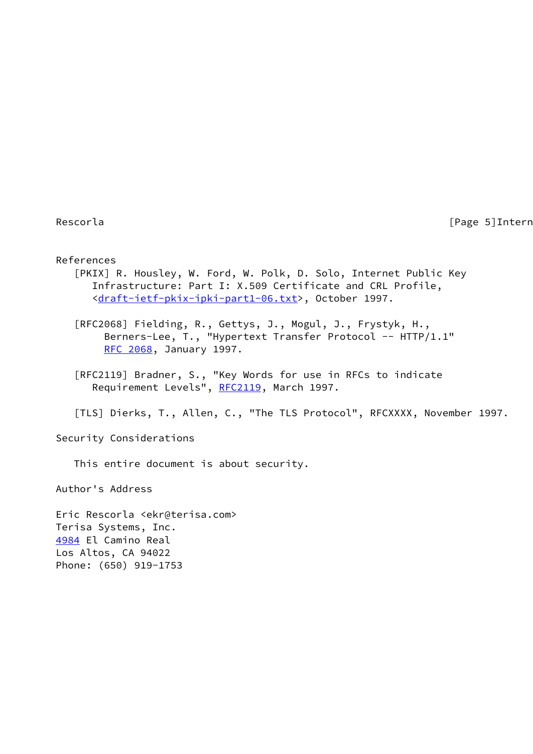## References

[PKIX] R. Housley, W. Ford, W. Polk, D. Solo, Internet Public Key Infrastructure: Part I: X.509 Certificate and CRL Profile, <draft-ietf-pkix-ipki-part1-06.txt>, October 1997.

[RFC2068] Fielding, R., Gettys, J., Mogul, J., Frystyk, H., Berners-Lee, T., "Hypertext Transfer Protocol -- HTTP/1.1" RFC 2068, January 1997.

[RFC2119] Bradner, S., "Key Words for use in RFCs to indicate Requirement Levels", RFC2119, March 1997.

[TLS] Dierks, T., Allen, C., "The TLS Protocol", RFCXXXX, November 1997.

## Security Considerations

This entire document is about security.

## Author's Address

Eric Rescorla <ekr@terisa.com>
Terisa Systems, Inc.
4984 El Camino Real
Los Altos, CA 94022
Phone: (650) 919-1753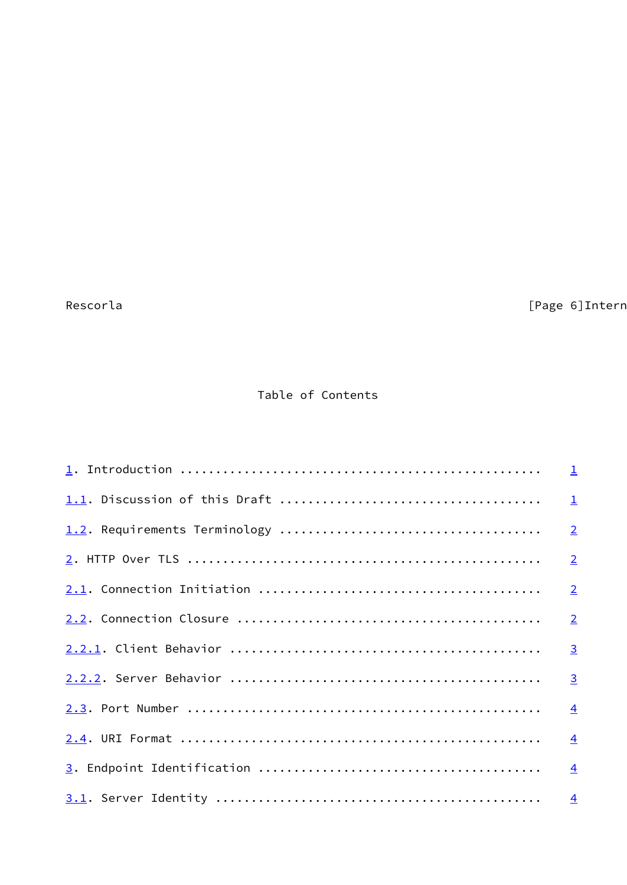Table of Contents

1. Introduction .................................................. 1

1.1. Discussion of this Draft .................................... 1

1.2. Requirements Terminology .................................... 2

2. HTTP Over TLS ................................................. 2

2.1. Connection Initiation ....................................... 2

2.2. Connection Closure .......................................... 2

2.2.1. Client Behavior ........................................... 3

2.2.2. Server Behavior ........................................... 3

2.3. Port Number ................................................. 4

2.4. URI Format .................................................. 4

3. Endpoint Identification ....................................... 4

3.1. Server Identity ............................................. 4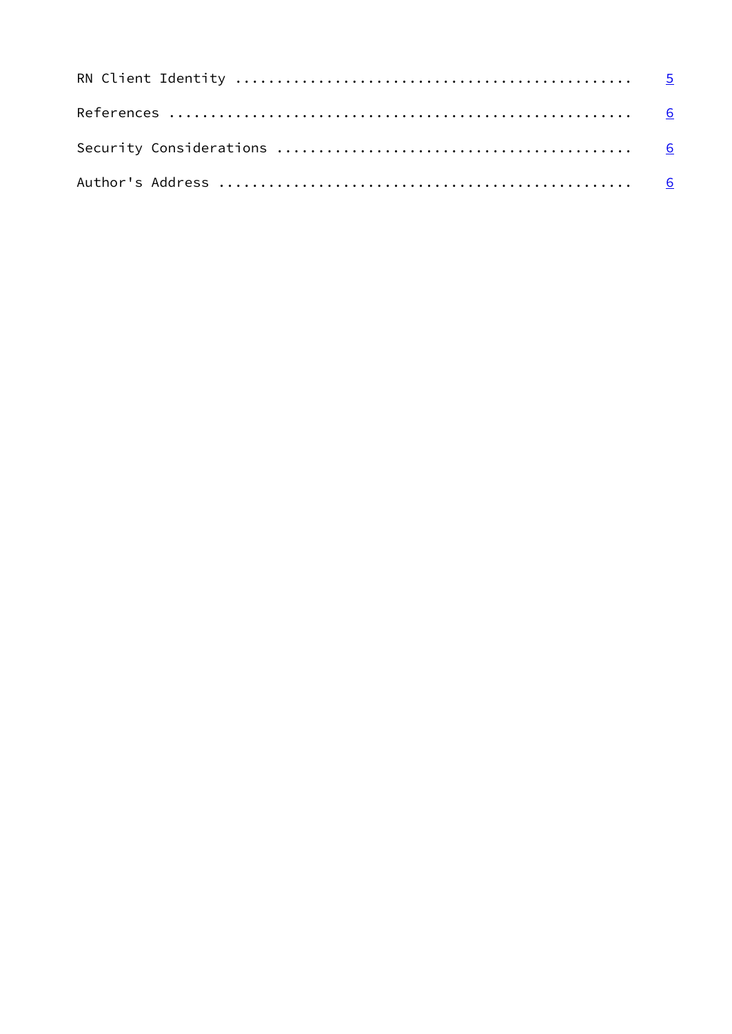RN Client Identity ............................................... 5

References ....................................................... 6

Security Considerations .......................................... 6

Author's Address ................................................. 6